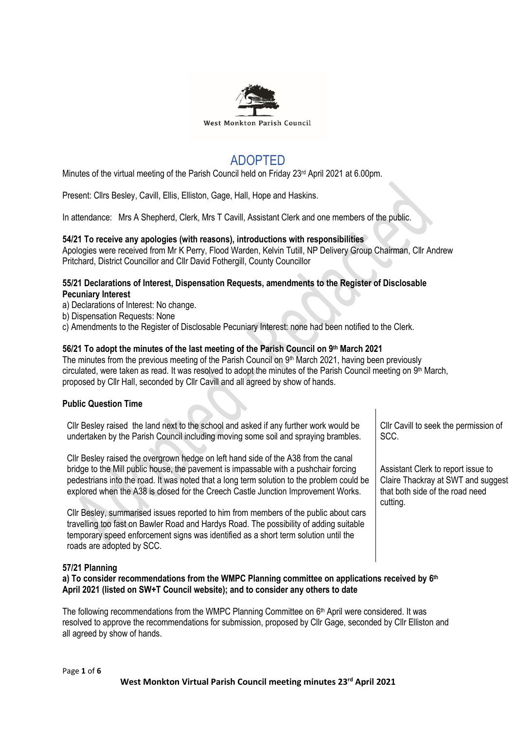West Monkton Parish Council

# ADOPTED

Minutes of the virtual meeting of the Parish Council held on Friday 23rd April 2021 at 6.00pm.

Present: Cllrs Besley, Cavill, Ellis, Elliston, Gage, Hall, Hope and Haskins.

In attendance: Mrs A Shepherd, Clerk, Mrs T Cavill, Assistant Clerk and one members of the public.

**54/21 To receive any apologies (with reasons), introductions with responsibilities**
Apologies were received from Mr K Perry, Flood Warden, Kelvin Tutill, NP Delivery Group Chairman, Cllr Andrew Pritchard, District Councillor and Cllr David Fothergill, County Councillor

**55/21 Declarations of Interest, Dispensation Requests, amendments to the Register of Disclosable Pecuniary Interest**

a) Declarations of Interest: No change.
b) Dispensation Requests: None
c) Amendments to the Register of Disclosable Pecuniary Interest: none had been notified to the Clerk.

**56/21 To adopt the minutes of the last meeting of the Parish Council on 9th March 2021**
The minutes from the previous meeting of the Parish Council on 9th March 2021, having been previously circulated, were taken as read. It was resolved to adopt the minutes of the Parish Council meeting on 9th March, proposed by Cllr Hall, seconded by Cllr Cavill and all agreed by show of hands.

**Public Question Time**

| | |
|---|---|
| Cllr Besley raised the land next to the school and asked if any further work would be undertaken by the Parish Council including moving some soil and spraying brambles. | Cllr Cavill to seek the permission of SCC. |
| Cllr Besley raised the overgrown hedge on left hand side of the A38 from the canal bridge to the Mill public house, the pavement is impassable with a pushchair forcing pedestrians into the road. It was noted that a long term solution to the problem could be explored when the A38 is closed for the Creech Castle Junction Improvement Works. | Assistant Clerk to report issue to Claire Thackray at SWT and suggest that both side of the road need cutting. |
| Cllr Besley, summarised issues reported to him from members of the public about cars travelling too fast on Bawler Road and Hardys Road. The possibility of adding suitable temporary speed enforcement signs was identified as a short term solution until the roads are adopted by SCC. | |

**57/21 Planning**

**a) To consider recommendations from the WMPC Planning committee on applications received by 6th April 2021 (listed on SW+T Council website); and to consider any others to date**

The following recommendations from the WMPC Planning Committee on 6th April were considered. It was resolved to approve the recommendations for submission, proposed by Cllr Gage, seconded by Cllr Elliston and all agreed by show of hands.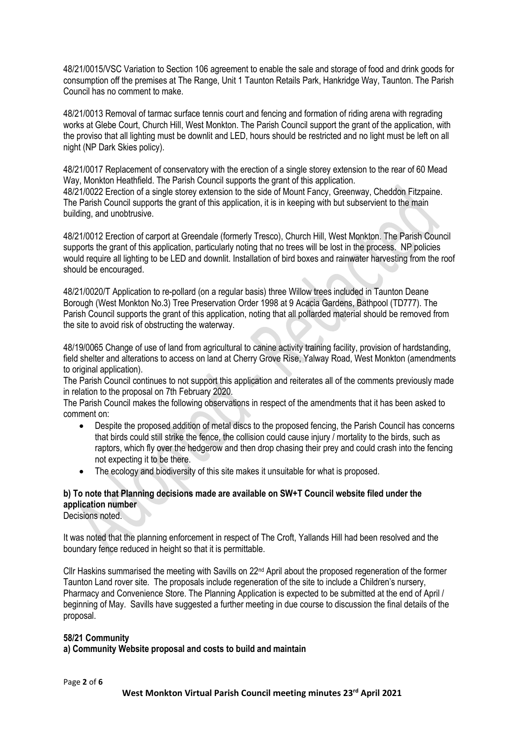48/21/0015/VSC Variation to Section 106 agreement to enable the sale and storage of food and drink goods for consumption off the premises at The Range, Unit 1 Taunton Retails Park, Hankridge Way, Taunton. The Parish Council has no comment to make.

48/21/0013 Removal of tarmac surface tennis court and fencing and formation of riding arena with regrading works at Glebe Court, Church Hill, West Monkton. The Parish Council support the grant of the application, with the proviso that all lighting must be downlit and LED, hours should be restricted and no light must be left on all night (NP Dark Skies policy).

48/21/0017 Replacement of conservatory with the erection of a single storey extension to the rear of 60 Mead Way, Monkton Heathfield. The Parish Council supports the grant of this application.
48/21/0022 Erection of a single storey extension to the side of Mount Fancy, Greenway, Cheddon Fitzpaine. The Parish Council supports the grant of this application, it is in keeping with but subservient to the main building, and unobtrusive.

48/21/0012 Erection of carport at Greendale (formerly Tresco), Church Hill, West Monkton. The Parish Council supports the grant of this application, particularly noting that no trees will be lost in the process. NP policies would require all lighting to be LED and downlit. Installation of bird boxes and rainwater harvesting from the roof should be encouraged.

48/21/0020/T Application to re-pollard (on a regular basis) three Willow trees included in Taunton Deane Borough (West Monkton No.3) Tree Preservation Order 1998 at 9 Acacia Gardens, Bathpool (TD777). The Parish Council supports the grant of this application, noting that all pollarded material should be removed from the site to avoid risk of obstructing the waterway.

48/19/0065 Change of use of land from agricultural to canine activity training facility, provision of hardstanding, field shelter and alterations to access on land at Cherry Grove Rise, Yalway Road, West Monkton (amendments to original application).
The Parish Council continues to not support this application and reiterates all of the comments previously made in relation to the proposal on 7th February 2020.
The Parish Council makes the following observations in respect of the amendments that it has been asked to comment on:

- Despite the proposed addition of metal discs to the proposed fencing, the Parish Council has concerns that birds could still strike the fence, the collision could cause injury / mortality to the birds, such as raptors, which fly over the hedgerow and then drop chasing their prey and could crash into the fencing not expecting it to be there.
- The ecology and biodiversity of this site makes it unsuitable for what is proposed.

**b) To note that Planning decisions made are available on SW+T Council website filed under the application number**
Decisions noted.

It was noted that the planning enforcement in respect of The Croft, Yallands Hill had been resolved and the boundary fence reduced in height so that it is permittable.

Cllr Haskins summarised the meeting with Savills on 22nd April about the proposed regeneration of the former Taunton Land rover site. The proposals include regeneration of the site to include a Children's nursery, Pharmacy and Convenience Store. The Planning Application is expected to be submitted at the end of April / beginning of May. Savills have suggested a further meeting in due course to discussion the final details of the proposal.

**58/21 Community**
**a) Community Website proposal and costs to build and maintain**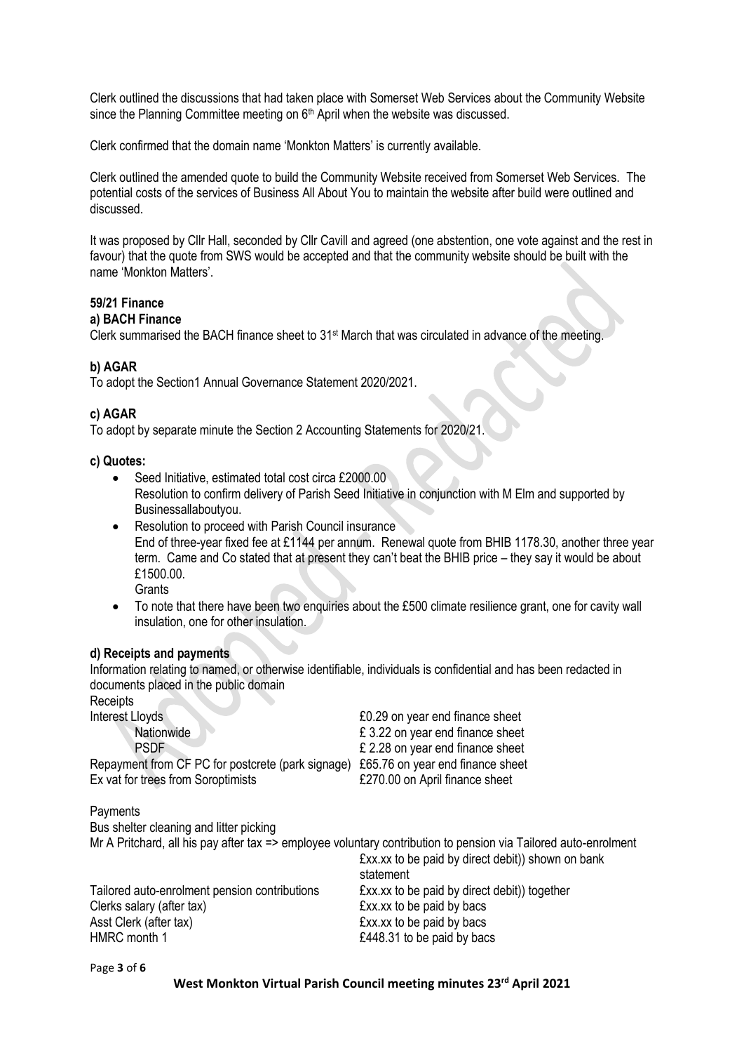Clerk outlined the discussions that had taken place with Somerset Web Services about the Community Website since the Planning Committee meeting on 6th April when the website was discussed.

Clerk confirmed that the domain name 'Monkton Matters' is currently available.

Clerk outlined the amended quote to build the Community Website received from Somerset Web Services. The potential costs of the services of Business All About You to maintain the website after build were outlined and discussed.

It was proposed by Cllr Hall, seconded by Cllr Cavill and agreed (one abstention, one vote against and the rest in favour) that the quote from SWS would be accepted and that the community website should be built with the name 'Monkton Matters'.

**59/21 Finance**

**a) BACH Finance**

Clerk summarised the BACH finance sheet to 31st March that was circulated in advance of the meeting.

**b) AGAR**

To adopt the Section1 Annual Governance Statement 2020/2021.

**c) AGAR**

To adopt by separate minute the Section 2 Accounting Statements for 2020/21.

**c) Quotes:**

- Seed Initiative, estimated total cost circa £2000.00
  Resolution to confirm delivery of Parish Seed Initiative in conjunction with M Elm and supported by Businessallaboutyou.
- Resolution to proceed with Parish Council insurance
  End of three-year fixed fee at £1144 per annum. Renewal quote from BHIB 1178.30, another three year term. Came and Co stated that at present they can't beat the BHIB price – they say it would be about £1500.00.
  Grants
- To note that there have been two enquiries about the £500 climate resilience grant, one for cavity wall insulation, one for other insulation.

**d) Receipts and payments**

Information relating to named, or otherwise identifiable, individuals is confidential and has been redacted in documents placed in the public domain

Receipts

| | |
|---|---|
| Interest Lloyds | £0.29 on year end finance sheet |
| Nationwide | £ 3.22 on year end finance sheet |
| PSDF | £ 2.28 on year end finance sheet |
| Repayment from CF PC for postcrete (park signage) | £65.76 on year end finance sheet |
| Ex vat for trees from Soroptimists | £270.00 on April finance sheet |

Payments

Bus shelter cleaning and litter picking

Mr A Pritchard, all his pay after tax => employee voluntary contribution to pension via Tailored auto-enrolment

| | |
|---|---|
| | £xx.xx to be paid by direct debit)) shown on bank statement |
| Tailored auto-enrolment pension contributions | £xx.xx to be paid by direct debit)) together |
| Clerks salary (after tax) | £xx.xx to be paid by bacs |
| Asst Clerk (after tax) | £xx.xx to be paid by bacs |
| HMRC month 1 | £448.31 to be paid by bacs |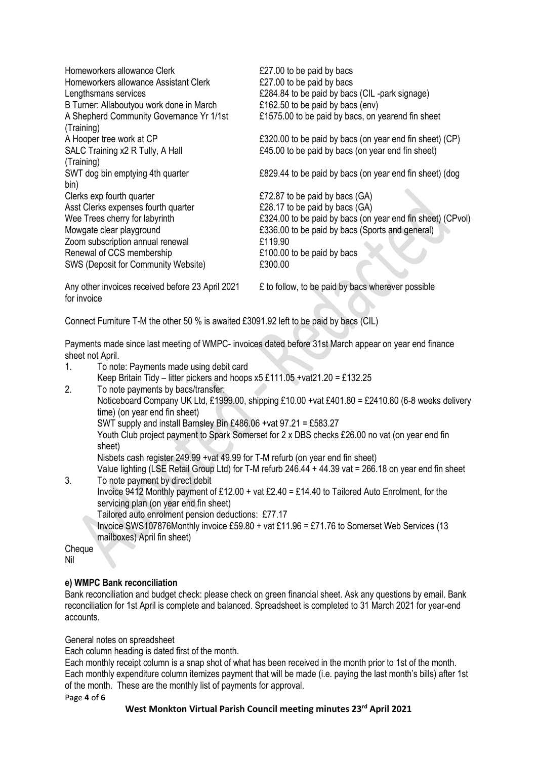| | |
|---|---|
| Homeworkers allowance Clerk | £27.00 to be paid by bacs |
| Homeworkers allowance Assistant Clerk | £27.00 to be paid by bacs |
| Lengthsmans services | £284.84 to be paid by bacs (CIL -park signage) |
| B Turner: Allaboutyou work done in March | £162.50 to be paid by bacs (env) |
| A Shepherd Community Governance Yr 1/1st (Training) | £1575.00 to be paid by bacs, on yearend fin sheet |
| A Hooper tree work at CP | £320.00 to be paid by bacs (on year end fin sheet) (CP) |
| SALC Training x2 R Tully, A Hall (Training) | £45.00 to be paid by bacs (on year end fin sheet) |
| SWT dog bin emptying 4th quarter bin) | £829.44 to be paid by bacs (on year end fin sheet) (dog |
| Clerks exp fourth quarter | £72.87 to be paid by bacs (GA) |
| Asst Clerks expenses fourth quarter | £28.17 to be paid by bacs (GA) |
| Wee Trees cherry for labyrinth | £324.00 to be paid by bacs (on year end fin sheet) (CPvol) |
| Mowgate clear playground | £336.00 to be paid by bacs (Sports and general) |
| Zoom subscription annual renewal | £119.90 |
| Renewal of CCS membership | £100.00 to be paid by bacs |
| SWS (Deposit for Community Website) | £300.00 |
| Any other invoices received before 23 April 2021 for invoice | £ to follow, to be paid by bacs wherever possible |

Connect Furniture T-M the other 50 % is awaited £3091.92 left to be paid by bacs (CIL)

Payments made since last meeting of WMPC- invoices dated before 31st March appear on year end finance sheet not April.

1. To note: Payments made using debit card
   Keep Britain Tidy – litter pickers and hoops x5 £111.05 +vat21.20 = £132.25
2. To note payments by bacs/transfer:
   Noticeboard Company UK Ltd, £1999.00, shipping £10.00 +vat £401.80 = £2410.80 (6-8 weeks delivery time) (on year end fin sheet)
   SWT supply and install Barnsley Bin £486.06 +vat 97.21 = £583.27
   Youth Club project payment to Spark Somerset for 2 x DBS checks £26.00 no vat (on year end fin sheet)
   Nisbets cash register 249.99 +vat 49.99 for T-M refurb (on year end fin sheet)
   Value lighting (LSE Retail Group Ltd) for T-M refurb 246.44 + 44.39 vat = 266.18 on year end fin sheet
3. To note payment by direct debit
   Invoice 9412 Monthly payment of £12.00 + vat £2.40 = £14.40 to Tailored Auto Enrolment, for the servicing plan (on year end fin sheet)
   Tailored auto enrolment pension deductions: £77.17
   Invoice SWS107876Monthly invoice £59.80 + vat £11.96 = £71.76 to Somerset Web Services (13 mailboxes) April fin sheet)

Cheque
Nil

**e) WMPC Bank reconciliation**

Bank reconciliation and budget check: please check on green financial sheet. Ask any questions by email. Bank reconciliation for 1st April is complete and balanced. Spreadsheet is completed to 31 March 2021 for year-end accounts.

General notes on spreadsheet

Each column heading is dated first of the month.

Each monthly receipt column is a snap shot of what has been received in the month prior to 1st of the month.

Each monthly expenditure column itemizes payment that will be made (i.e. paying the last month's bills) after 1st of the month. These are the monthly list of payments for approval.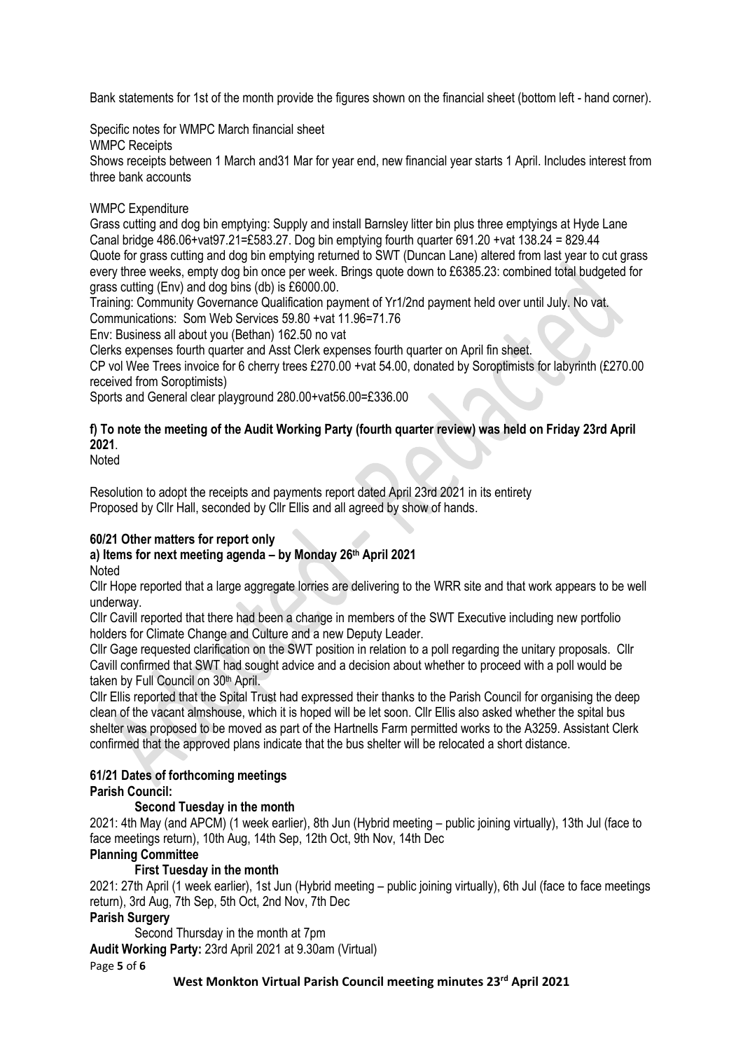Bank statements for 1st of the month provide the figures shown on the financial sheet (bottom left - hand corner).

Specific notes for WMPC March financial sheet

WMPC Receipts

Shows receipts between 1 March and31 Mar for year end, new financial year starts 1 April. Includes interest from three bank accounts

WMPC Expenditure

Grass cutting and dog bin emptying: Supply and install Barnsley litter bin plus three emptyings at Hyde Lane Canal bridge 486.06+vat97.21=£583.27. Dog bin emptying fourth quarter 691.20 +vat 138.24 = 829.44

Quote for grass cutting and dog bin emptying returned to SWT (Duncan Lane) altered from last year to cut grass every three weeks, empty dog bin once per week. Brings quote down to £6385.23: combined total budgeted for grass cutting (Env) and dog bins (db) is £6000.00.

Training: Community Governance Qualification payment of Yr1/2nd payment held over until July. No vat.

Communications: Som Web Services 59.80 +vat 11.96=71.76

Env: Business all about you (Bethan) 162.50 no vat

Clerks expenses fourth quarter and Asst Clerk expenses fourth quarter on April fin sheet.

CP vol Wee Trees invoice for 6 cherry trees £270.00 +vat 54.00, donated by Soroptimists for labyrinth (£270.00 received from Soroptimists)

Sports and General clear playground 280.00+vat56.00=£336.00

**f) To note the meeting of the Audit Working Party (fourth quarter review) was held on Friday 23rd April 2021**.

Noted

Resolution to adopt the receipts and payments report dated April 23rd 2021 in its entirety
Proposed by Cllr Hall, seconded by Cllr Ellis and all agreed by show of hands.

**60/21 Other matters for report only**

**a) Items for next meeting agenda – by Monday 26th April 2021**

Noted

Cllr Hope reported that a large aggregate lorries are delivering to the WRR site and that work appears to be well underway.

Cllr Cavill reported that there had been a change in members of the SWT Executive including new portfolio holders for Climate Change and Culture and a new Deputy Leader.

Cllr Gage requested clarification on the SWT position in relation to a poll regarding the unitary proposals. Cllr Cavill confirmed that SWT had sought advice and a decision about whether to proceed with a poll would be taken by Full Council on 30th April.

Cllr Ellis reported that the Spital Trust had expressed their thanks to the Parish Council for organising the deep clean of the vacant almshouse, which it is hoped will be let soon. Cllr Ellis also asked whether the spital bus shelter was proposed to be moved as part of the Hartnells Farm permitted works to the A3259. Assistant Clerk confirmed that the approved plans indicate that the bus shelter will be relocated a short distance.

**61/21 Dates of forthcoming meetings**

**Parish Council:**

**Second Tuesday in the month**

2021: 4th May (and APCM) (1 week earlier), 8th Jun (Hybrid meeting – public joining virtually), 13th Jul (face to face meetings return), 10th Aug, 14th Sep, 12th Oct, 9th Nov, 14th Dec

**Planning Committee**

**First Tuesday in the month**

2021: 27th April (1 week earlier), 1st Jun (Hybrid meeting – public joining virtually), 6th Jul (face to face meetings return), 3rd Aug, 7th Sep, 5th Oct, 2nd Nov, 7th Dec

**Parish Surgery**

Second Thursday in the month at 7pm

**Audit Working Party:** 23rd April 2021 at 9.30am (Virtual)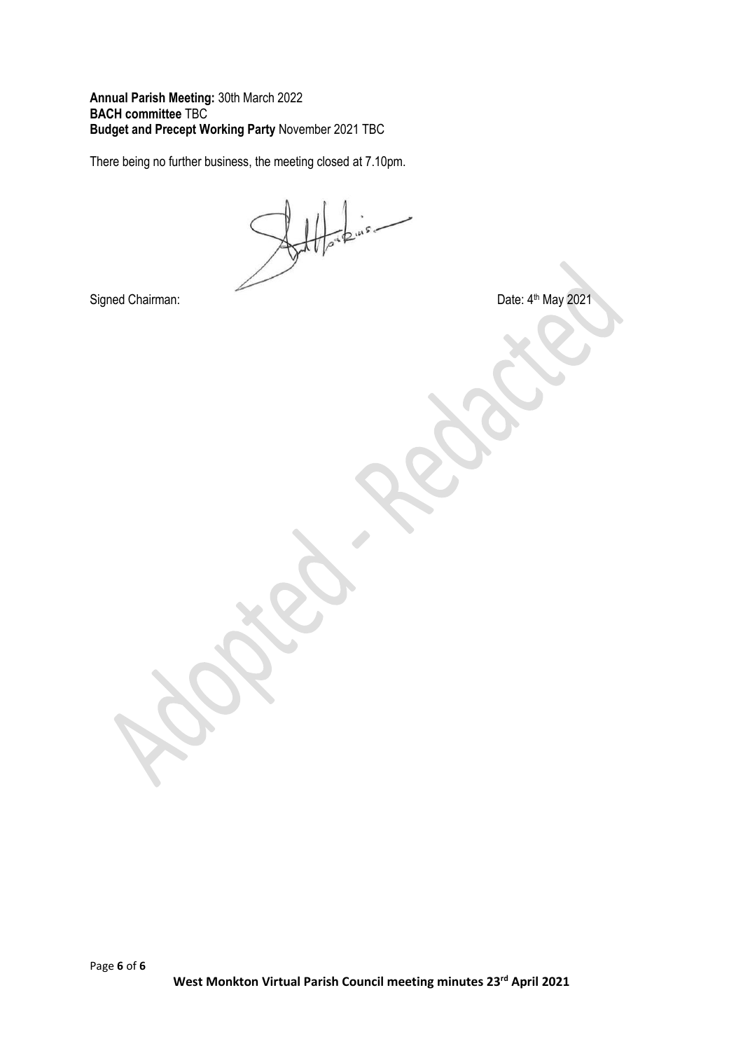**Annual Parish Meeting:** 30th March 2022
**BACH committee** TBC
**Budget and Precept Working Party** November 2021 TBC

There being no further business, the meeting closed at 7.10pm.

Signed Chairman: Date: 4th May 2021

Adopted - Redacted